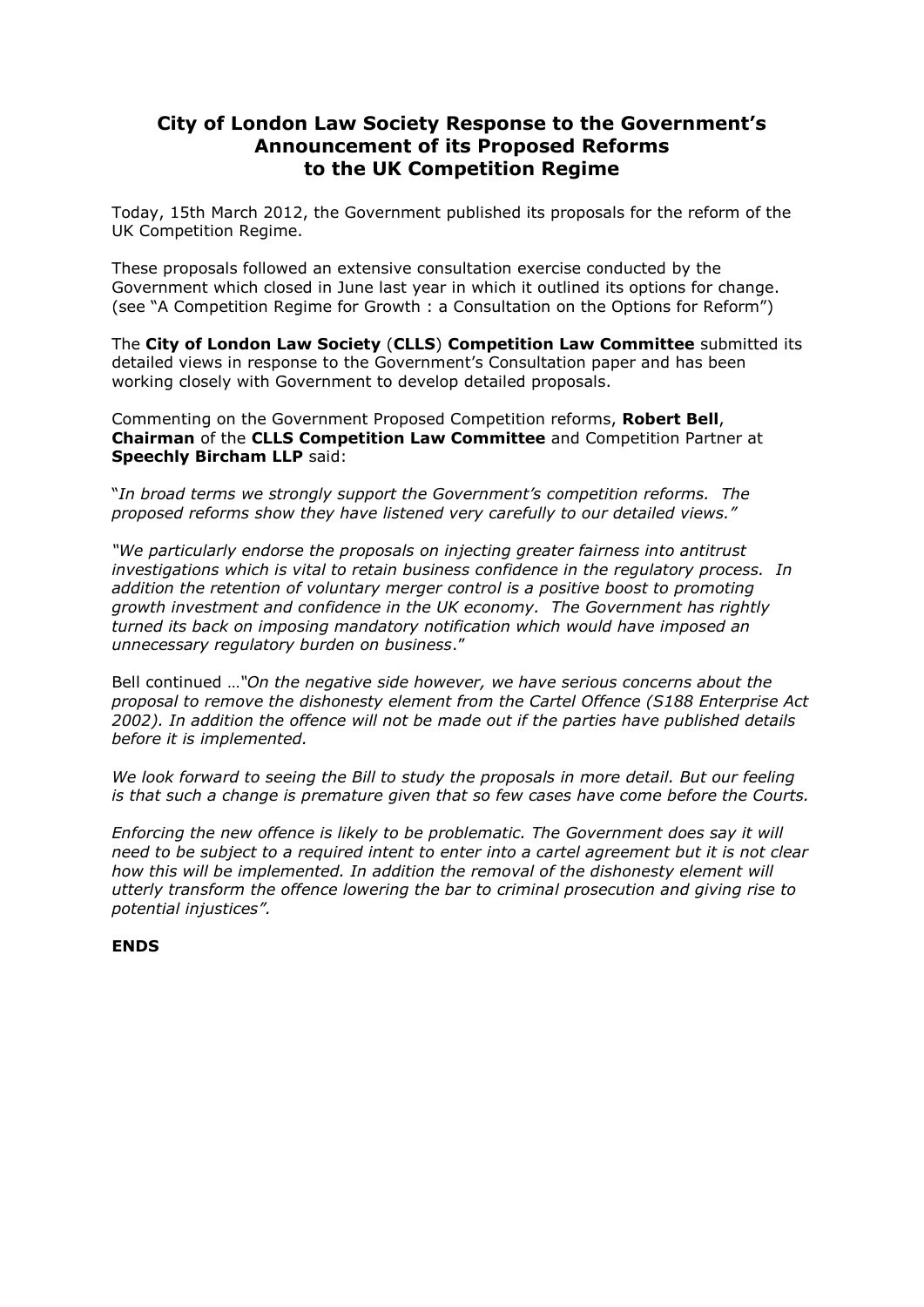# City of London Law Society Response to the Government's Announcement of its Proposed Reforms to the UK Competition Regime

Today, 15th March 2012, the Government published its proposals for the reform of the UK Competition Regime.

These proposals followed an extensive consultation exercise conducted by the Government which closed in June last year in which it outlined its options for change. (see "A Competition Regime for Growth : a Consultation on the Options for Reform")

The **City of London Law Society** (**CLLS**) **Competition Law Committee** submitted its detailed views in response to the Government's Consultation paper and has been working closely with Government to develop detailed proposals.

Commenting on the Government Proposed Competition reforms, **Robert Bell**, **Chairman** of the **CLLS Competition Law Committee** and Competition Partner at **Speechly Bircham LLP** said:

"*In broad terms we strongly support the Government's competition reforms. The proposed reforms show they have listened very carefully to our detailed views."*

*"We particularly endorse the proposals on injecting greater fairness into antitrust investigations which is vital to retain business confidence in the regulatory process. In addition the retention of voluntary merger control is a positive boost to promoting growth investment and confidence in the UK economy. The Government has rightly turned its back on imposing mandatory notification which would have imposed an unnecessary regulatory burden on business*."

Bell continued …*"On the negative side however, we have serious concerns about the proposal to remove the dishonesty element from the Cartel Offence (S188 Enterprise Act 2002). In addition the offence will not be made out if the parties have published details before it is implemented.*

*We look forward to seeing the Bill to study the proposals in more detail. But our feeling is that such a change is premature given that so few cases have come before the Courts.*

*Enforcing the new offence is likely to be problematic. The Government does say it will need to be subject to a required intent to enter into a cartel agreement but it is not clear how this will be implemented. In addition the removal of the dishonesty element will utterly transform the offence lowering the bar to criminal prosecution and giving rise to potential injustices".*

**ENDS**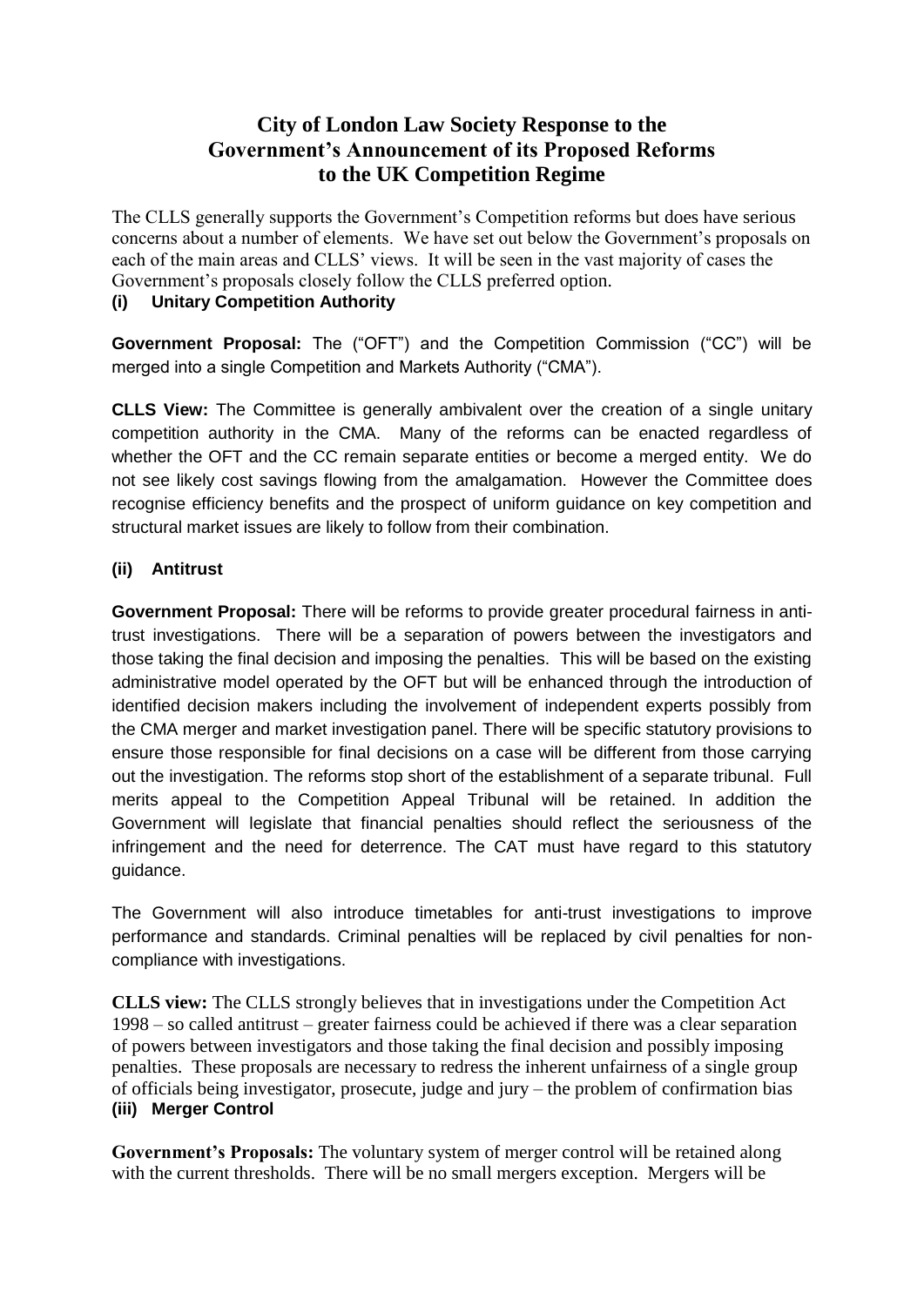# City of London Law Society Response to the Government's Announcement of its Proposed Reforms to the UK Competition Regime

The CLLS generally supports the Government's Competition reforms but does have serious concerns about a number of elements. We have set out below the Government's proposals on each of the main areas and CLLS' views. It will be seen in the vast majority of cases the Government's proposals closely follow the CLLS preferred option.

### (i) Unitary Competition Authority

**Government Proposal:** The ("OFT") and the Competition Commission ("CC") will be merged into a single Competition and Markets Authority ("CMA").

**CLLS View:** The Committee is generally ambivalent over the creation of a single unitary competition authority in the CMA. Many of the reforms can be enacted regardless of whether the OFT and the CC remain separate entities or become a merged entity. We do not see likely cost savings flowing from the amalgamation. However the Committee does recognise efficiency benefits and the prospect of uniform guidance on key competition and structural market issues are likely to follow from their combination.

### (ii) Antitrust

**Government Proposal:** There will be reforms to provide greater procedural fairness in anti-trust investigations. There will be a separation of powers between the investigators and those taking the final decision and imposing the penalties. This will be based on the existing administrative model operated by the OFT but will be enhanced through the introduction of identified decision makers including the involvement of independent experts possibly from the CMA merger and market investigation panel. There will be specific statutory provisions to ensure those responsible for final decisions on a case will be different from those carrying out the investigation. The reforms stop short of the establishment of a separate tribunal. Full merits appeal to the Competition Appeal Tribunal will be retained. In addition the Government will legislate that financial penalties should reflect the seriousness of the infringement and the need for deterrence. The CAT must have regard to this statutory guidance.

The Government will also introduce timetables for anti-trust investigations to improve performance and standards. Criminal penalties will be replaced by civil penalties for non-compliance with investigations.

**CLLS view:** The CLLS strongly believes that in investigations under the Competition Act 1998 – so called antitrust – greater fairness could be achieved if there was a clear separation of powers between investigators and those taking the final decision and possibly imposing penalties. These proposals are necessary to redress the inherent unfairness of a single group of officials being investigator, prosecute, judge and jury – the problem of confirmation bias

### (iii) Merger Control

**Government's Proposals:** The voluntary system of merger control will be retained along with the current thresholds. There will be no small mergers exception. Mergers will be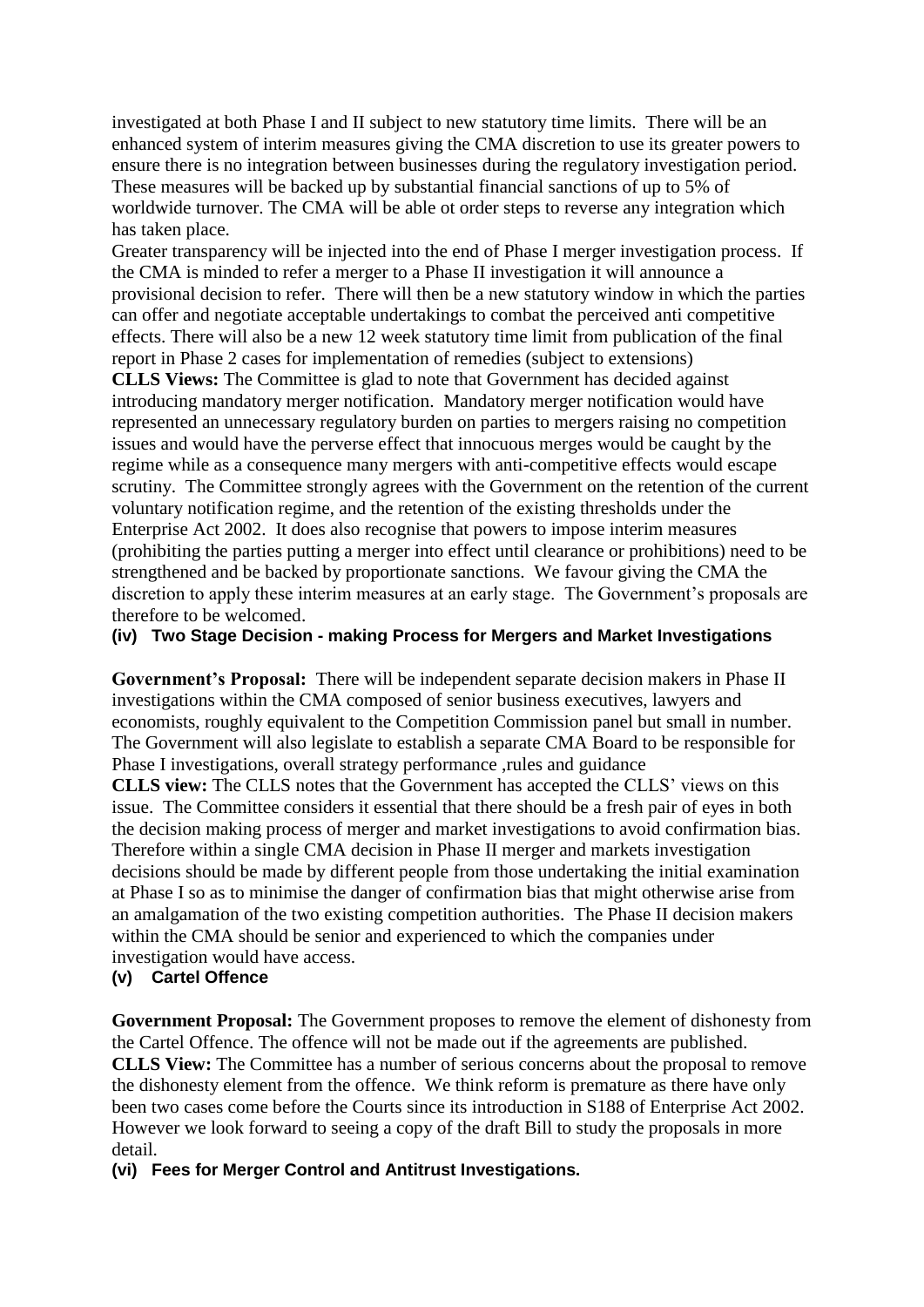investigated at both Phase I and II subject to new statutory time limits. There will be an enhanced system of interim measures giving the CMA discretion to use its greater powers to ensure there is no integration between businesses during the regulatory investigation period. These measures will be backed up by substantial financial sanctions of up to 5% of worldwide turnover. The CMA will be able ot order steps to reverse any integration which has taken place.

Greater transparency will be injected into the end of Phase I merger investigation process. If the CMA is minded to refer a merger to a Phase II investigation it will announce a provisional decision to refer. There will then be a new statutory window in which the parties can offer and negotiate acceptable undertakings to combat the perceived anti competitive effects. There will also be a new 12 week statutory time limit from publication of the final report in Phase 2 cases for implementation of remedies (subject to extensions)

**CLLS Views:** The Committee is glad to note that Government has decided against introducing mandatory merger notification. Mandatory merger notification would have represented an unnecessary regulatory burden on parties to mergers raising no competition issues and would have the perverse effect that innocuous merges would be caught by the regime while as a consequence many mergers with anti-competitive effects would escape scrutiny. The Committee strongly agrees with the Government on the retention of the current voluntary notification regime, and the retention of the existing thresholds under the Enterprise Act 2002. It does also recognise that powers to impose interim measures (prohibiting the parties putting a merger into effect until clearance or prohibitions) need to be strengthened and be backed by proportionate sanctions. We favour giving the CMA the discretion to apply these interim measures at an early stage. The Government's proposals are therefore to be welcomed.

**(iv) Two Stage Decision - making Process for Mergers and Market Investigations**

**Government's Proposal:** There will be independent separate decision makers in Phase II investigations within the CMA composed of senior business executives, lawyers and economists, roughly equivalent to the Competition Commission panel but small in number. The Government will also legislate to establish a separate CMA Board to be responsible for Phase I investigations, overall strategy performance ,rules and guidance

**CLLS view:** The CLLS notes that the Government has accepted the CLLS' views on this issue. The Committee considers it essential that there should be a fresh pair of eyes in both the decision making process of merger and market investigations to avoid confirmation bias. Therefore within a single CMA decision in Phase II merger and markets investigation decisions should be made by different people from those undertaking the initial examination at Phase I so as to minimise the danger of confirmation bias that might otherwise arise from an amalgamation of the two existing competition authorities. The Phase II decision makers within the CMA should be senior and experienced to which the companies under investigation would have access.

**(v) Cartel Offence**

**Government Proposal:** The Government proposes to remove the element of dishonesty from the Cartel Offence. The offence will not be made out if the agreements are published.

**CLLS View:** The Committee has a number of serious concerns about the proposal to remove the dishonesty element from the offence. We think reform is premature as there have only been two cases come before the Courts since its introduction in S188 of Enterprise Act 2002. However we look forward to seeing a copy of the draft Bill to study the proposals in more detail.

**(vi) Fees for Merger Control and Antitrust Investigations.**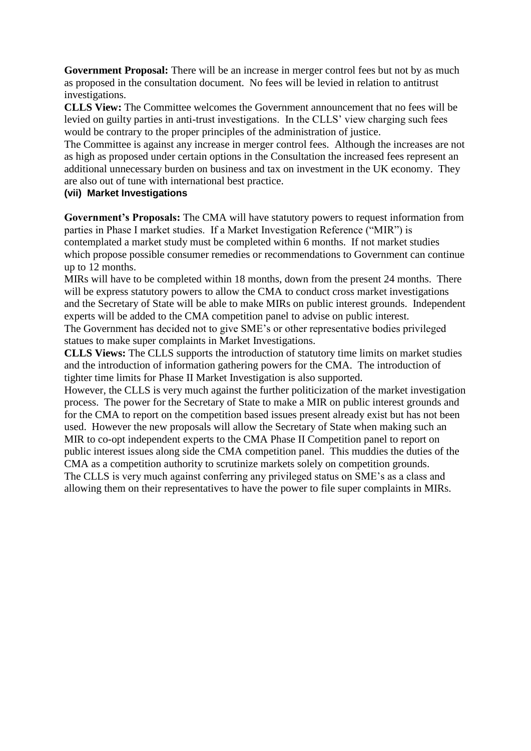**Government Proposal:** There will be an increase in merger control fees but not by as much as proposed in the consultation document. No fees will be levied in relation to antitrust investigations.

**CLLS View:** The Committee welcomes the Government announcement that no fees will be levied on guilty parties in anti-trust investigations. In the CLLS' view charging such fees would be contrary to the proper principles of the administration of justice.

The Committee is against any increase in merger control fees. Although the increases are not as high as proposed under certain options in the Consultation the increased fees represent an additional unnecessary burden on business and tax on investment in the UK economy. They are also out of tune with international best practice.

**(vii) Market Investigations**

**Government's Proposals:** The CMA will have statutory powers to request information from parties in Phase I market studies. If a Market Investigation Reference ("MIR") is contemplated a market study must be completed within 6 months. If not market studies which propose possible consumer remedies or recommendations to Government can continue up to 12 months.

MIRs will have to be completed within 18 months, down from the present 24 months. There will be express statutory powers to allow the CMA to conduct cross market investigations and the Secretary of State will be able to make MIRs on public interest grounds. Independent experts will be added to the CMA competition panel to advise on public interest.

The Government has decided not to give SME's or other representative bodies privileged statues to make super complaints in Market Investigations.

**CLLS Views:** The CLLS supports the introduction of statutory time limits on market studies and the introduction of information gathering powers for the CMA. The introduction of tighter time limits for Phase II Market Investigation is also supported.

However, the CLLS is very much against the further politicization of the market investigation process. The power for the Secretary of State to make a MIR on public interest grounds and for the CMA to report on the competition based issues present already exist but has not been used. However the new proposals will allow the Secretary of State when making such an MIR to co-opt independent experts to the CMA Phase II Competition panel to report on public interest issues along side the CMA competition panel. This muddies the duties of the CMA as a competition authority to scrutinize markets solely on competition grounds.

The CLLS is very much against conferring any privileged status on SME's as a class and allowing them on their representatives to have the power to file super complaints in MIRs.